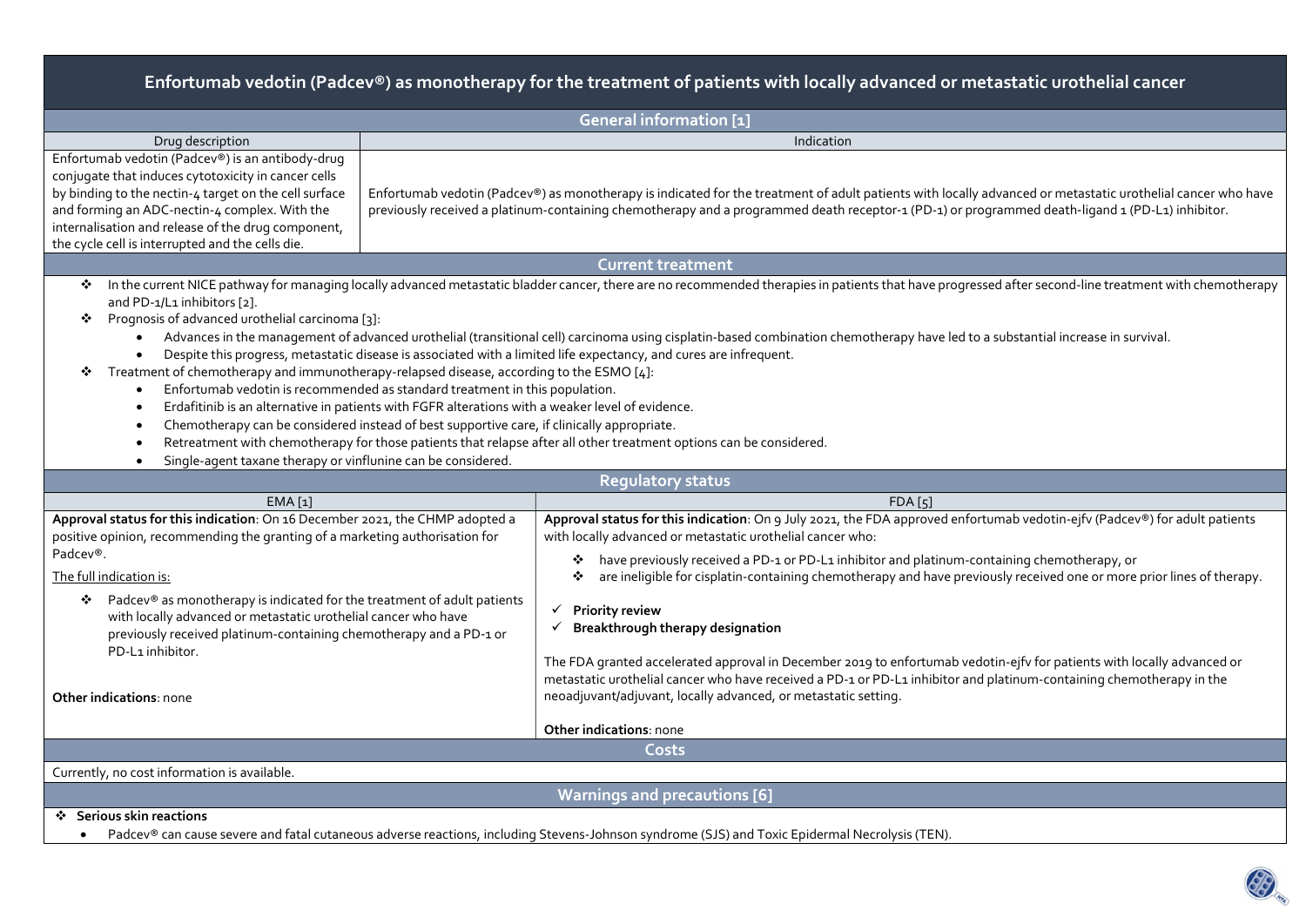# Enfortumab vedotin (Padcev®) as monotherapy for the treatment of patients with locally advanced or metastatic urothelial cancer

## General information [1]

| Drug description | Indication |
| --- | --- |
| Enfortumab vedotin (Padcev®) is an antibody-drug conjugate that induces cytotoxicity in cancer cells by binding to the nectin-4 target on the cell surface and forming an ADC-nectin-4 complex. With the internalisation and release of the drug component, the cycle cell is interrupted and the cells die. | Enfortumab vedotin (Padcev®) as monotherapy is indicated for the treatment of adult patients with locally advanced or metastatic urothelial cancer who have previously received a platinum-containing chemotherapy and a programmed death receptor-1 (PD-1) or programmed death-ligand 1 (PD-L1) inhibitor. |

## Current treatment

- In the current NICE pathway for managing locally advanced metastatic bladder cancer, there are no recommended therapies in patients that have progressed after second-line treatment with chemotherapy and PD-1/L1 inhibitors [2].
- Prognosis of advanced urothelial carcinoma [3]:
  - Advances in the management of advanced urothelial (transitional cell) carcinoma using cisplatin-based combination chemotherapy have led to a substantial increase in survival.
  - Despite this progress, metastatic disease is associated with a limited life expectancy, and cures are infrequent.
- Treatment of chemotherapy and immunotherapy-relapsed disease, according to the ESMO [4]:
  - Enfortumab vedotin is recommended as standard treatment in this population.
  - Erdafitinib is an alternative in patients with FGFR alterations with a weaker level of evidence.
  - Chemotherapy can be considered instead of best supportive care, if clinically appropriate.
  - Retreatment with chemotherapy for those patients that relapse after all other treatment options can be considered.
  - Single-agent taxane therapy or vinflunine can be considered.

## Regulatory status

| EMA [1] | FDA [5] |
| --- | --- |
| **Approval status for this indication**: On 16 December 2021, the CHMP adopted a positive opinion, recommending the granting of a marketing authorisation for Padcev®.<br><br>The full indication is:<br><br>- Padcev® as monotherapy is indicated for the treatment of adult patients with locally advanced or metastatic urothelial cancer who have previously received platinum-containing chemotherapy and a PD-1 or PD-L1 inhibitor.<br><br>**Other indications**: none | **Approval status for this indication**: On 9 July 2021, the FDA approved enfortumab vedotin-ejfv (Padcev®) for adult patients with locally advanced or metastatic urothelial cancer who:<br><br>- have previously received a PD-1 or PD-L1 inhibitor and platinum-containing chemotherapy, or<br>- are ineligible for cisplatin-containing chemotherapy and have previously received one or more prior lines of therapy.<br><br>✓ **Priority review**<br>✓ **Breakthrough therapy designation**<br><br>The FDA granted accelerated approval in December 2019 to enfortumab vedotin-ejfv for patients with locally advanced or metastatic urothelial cancer who have received a PD-1 or PD-L1 inhibitor and platinum-containing chemotherapy in the neoadjuvant/adjuvant, locally advanced, or metastatic setting.<br><br>**Other indications**: none |

## Costs

Currently, no cost information is available.

## Warnings and precautions [6]

- **Serious skin reactions**
  - Padcev® can cause severe and fatal cutaneous adverse reactions, including Stevens-Johnson syndrome (SJS) and Toxic Epidermal Necrolysis (TEN).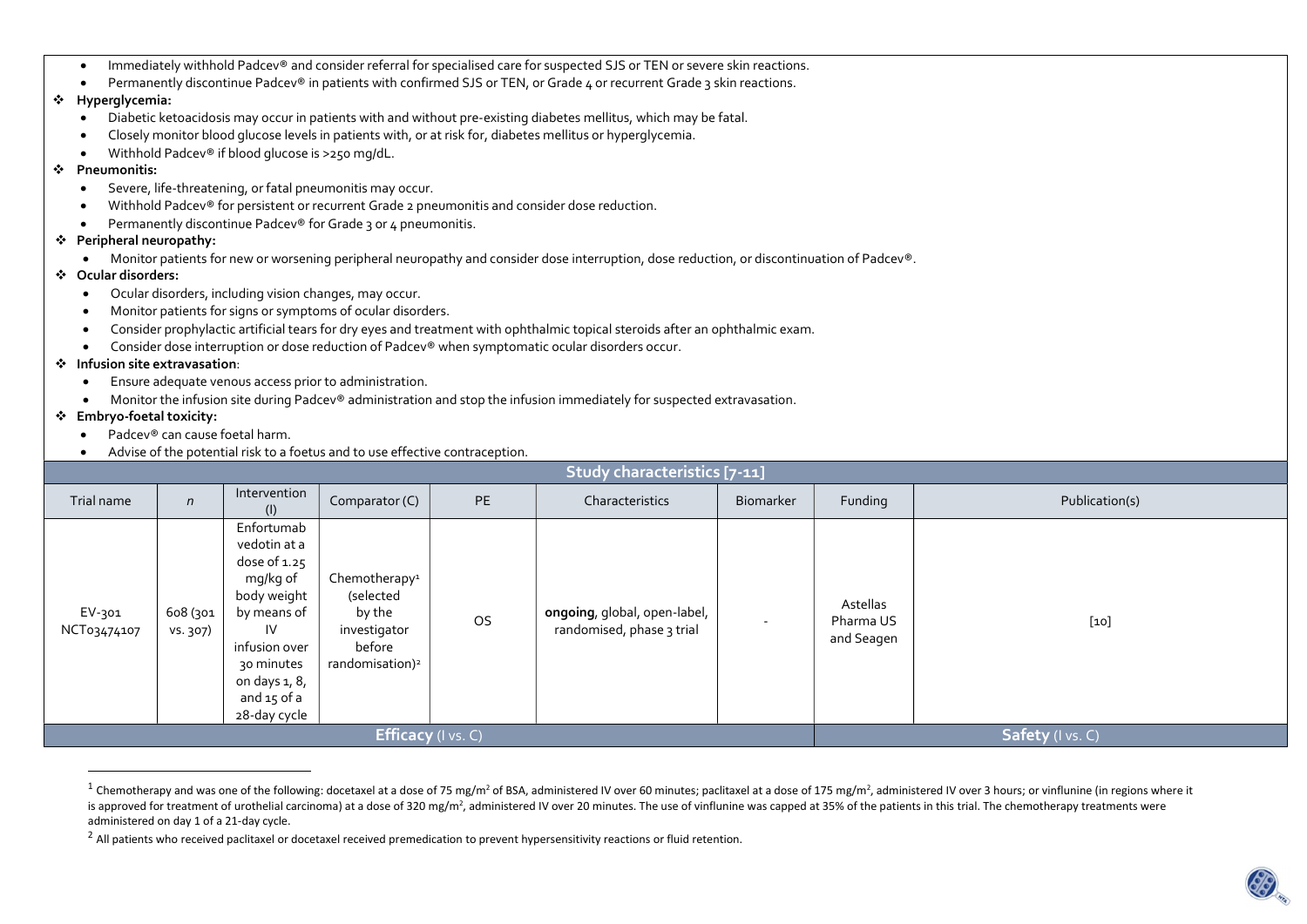- Immediately withhold Padcev® and consider referral for specialised care for suspected SJS or TEN or severe skin reactions.
- Permanently discontinue Padcev® in patients with confirmed SJS or TEN, or Grade 4 or recurrent Grade 3 skin reactions.

❖ **Hyperglycemia:**

- Diabetic ketoacidosis may occur in patients with and without pre-existing diabetes mellitus, which may be fatal.
- Closely monitor blood glucose levels in patients with, or at risk for, diabetes mellitus or hyperglycemia.
- Withhold Padcev® if blood glucose is >250 mg/dL.

❖ **Pneumonitis:**

- Severe, life-threatening, or fatal pneumonitis may occur.
- Withhold Padcev® for persistent or recurrent Grade 2 pneumonitis and consider dose reduction.
- Permanently discontinue Padcev® for Grade 3 or 4 pneumonitis.

❖ **Peripheral neuropathy:**

- Monitor patients for new or worsening peripheral neuropathy and consider dose interruption, dose reduction, or discontinuation of Padcev®.

❖ **Ocular disorders:**

- Ocular disorders, including vision changes, may occur.
- Monitor patients for signs or symptoms of ocular disorders.
- Consider prophylactic artificial tears for dry eyes and treatment with ophthalmic topical steroids after an ophthalmic exam.
- Consider dose interruption or dose reduction of Padcev® when symptomatic ocular disorders occur.

❖ **Infusion site extravasation**:

- Ensure adequate venous access prior to administration.
- Monitor the infusion site during Padcev® administration and stop the infusion immediately for suspected extravasation.

❖ **Embryo-foetal toxicity:**

- Padcev® can cause foetal harm.
- Advise of the potential risk to a foetus and to use effective contraception.

**Study characteristics [7-11]**

| Trial name | *n* | Intervention (I) | Comparator (C) | PE | Characteristics | Biomarker | Funding | Publication(s) |
|---|---|---|---|---|---|---|---|---|
| EV-301 NCT03474107 | 608 (301 vs. 307) | Enfortumab vedotin at a dose of 1.25 mg/kg of body weight by means of IV infusion over 30 minutes on days 1, 8, and 15 of a 28-day cycle | Chemotherapy[1] (selected by the investigator before randomisation)[2] | OS | **ongoing**, global, open-label, randomised, phase 3 trial | - | Astellas Pharma US and Seagen | [10] |

**Efficacy** (I vs. C) | **Safety** (I vs. C)

[1] Chemotherapy and was one of the following: docetaxel at a dose of 75 mg/m$^2$ of BSA, administered IV over 60 minutes; paclitaxel at a dose of 175 mg/m$^2$, administered IV over 3 hours; or vinflunine (in regions where it is approved for treatment of urothelial carcinoma) at a dose of 320 mg/m$^2$, administered IV over 20 minutes. The use of vinflunine was capped at 35% of the patients in this trial. The chemotherapy treatments were administered on day 1 of a 21-day cycle.

[2] All patients who received paclitaxel or docetaxel received premedication to prevent hypersensitivity reactions or fluid retention.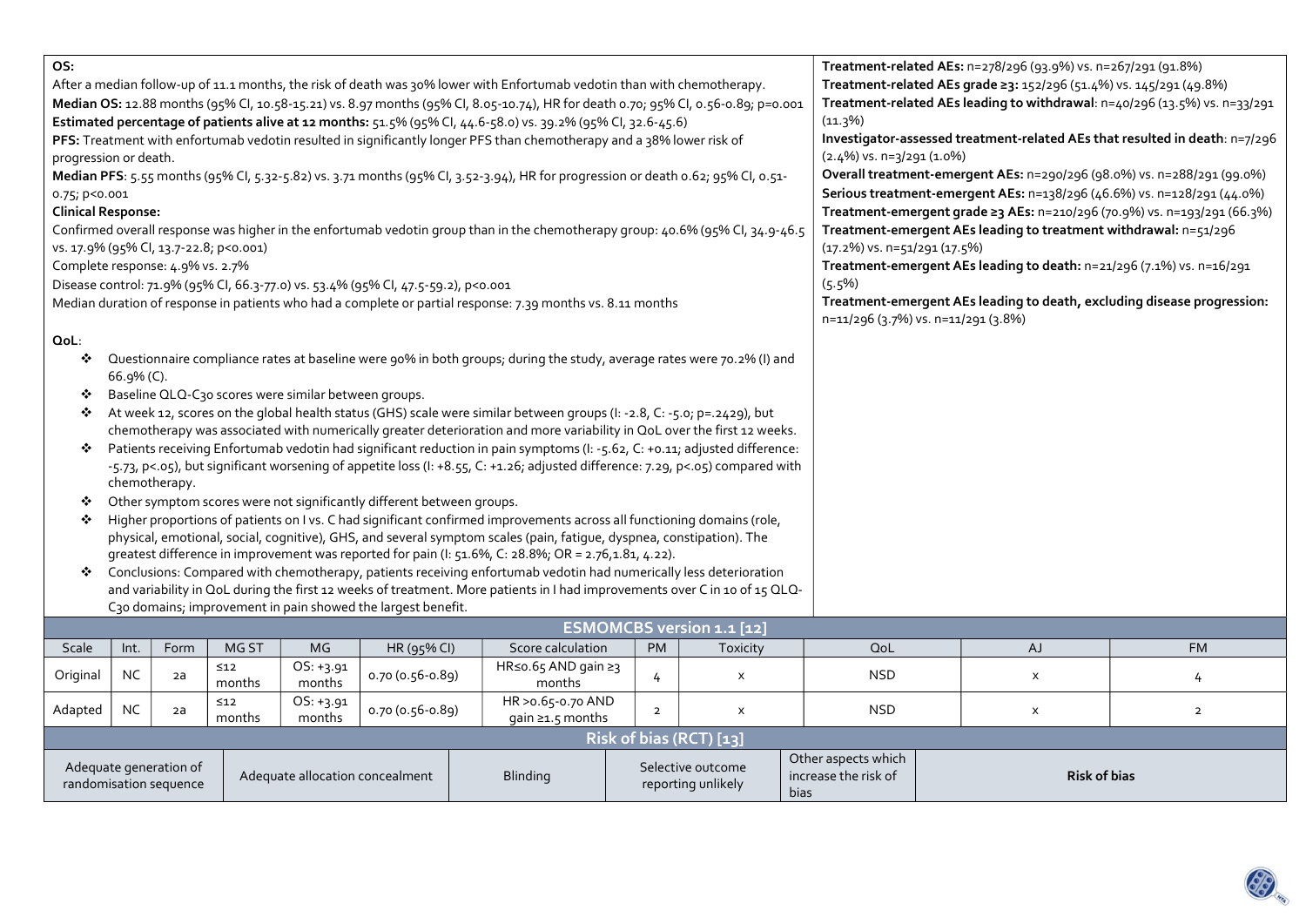**OS:**

After a median follow-up of 11.1 months, the risk of death was 30% lower with Enfortumab vedotin than with chemotherapy.

**Median OS:** 12.88 months (95% CI, 10.58-15.21) vs. 8.97 months (95% CI, 8.05-10.74), HR for death 0.70; 95% CI, 0.56-0.89; p=0.001

**Estimated percentage of patients alive at 12 months:** 51.5% (95% CI, 44.6-58.0) vs. 39.2% (95% CI, 32.6-45.6)

**PFS:** Treatment with enfortumab vedotin resulted in significantly longer PFS than chemotherapy and a 38% lower risk of progression or death.

**Median PFS**: 5.55 months (95% CI, 5.32-5.82) vs. 3.71 months (95% CI, 3.52-3.94), HR for progression or death 0.62; 95% CI, 0.51-0.75; p<0.001

**Clinical Response:**

Confirmed overall response was higher in the enfortumab vedotin group than in the chemotherapy group: 40.6% (95% CI, 34.9-46.5 vs. 17.9% (95% CI, 13.7-22.8; p<0.001)

Complete response: 4.9% vs. 2.7%

Disease control: 71.9% (95% CI, 66.3-77.0) vs. 53.4% (95% CI, 47.5-59.2), p<0.001

Median duration of response in patients who had a complete or partial response: 7.39 months vs. 8.11 months

**QoL**:

- Questionnaire compliance rates at baseline were 90% in both groups; during the study, average rates were 70.2% (I) and 66.9% (C).
- Baseline QLQ-C30 scores were similar between groups.
- At week 12, scores on the global health status (GHS) scale were similar between groups (I: -2.8, C: -5.0; p=.2429), but chemotherapy was associated with numerically greater deterioration and more variability in QoL over the first 12 weeks.
- Patients receiving Enfortumab vedotin had significant reduction in pain symptoms (I: -5.62, C: +0.11; adjusted difference: -5.73, p<.05), but significant worsening of appetite loss (I: +8.55, C: +1.26; adjusted difference: 7.29, p<.05) compared with chemotherapy.
- Other symptom scores were not significantly different between groups.
- Higher proportions of patients on I vs. C had significant confirmed improvements across all functioning domains (role, physical, emotional, social, cognitive), GHS, and several symptom scales (pain, fatigue, dyspnea, constipation). The greatest difference in improvement was reported for pain (I: 51.6%, C: 28.8%; OR = 2.76,1.81, 4.22).
- Conclusions: Compared with chemotherapy, patients receiving enfortumab vedotin had numerically less deterioration and variability in QoL during the first 12 weeks of treatment. More patients in I had improvements over C in 10 of 15 QLQ-C30 domains; improvement in pain showed the largest benefit.

**Treatment-related AEs:** n=278/296 (93.9%) vs. n=267/291 (91.8%)

**Treatment-related AEs grade ≥3:** 152/296 (51.4%) vs. 145/291 (49.8%)

**Treatment-related AEs leading to withdrawal**: n=40/296 (13.5%) vs. n=33/291 (11.3%)

**Investigator-assessed treatment-related AEs that resulted in death**: n=7/296 (2.4%) vs. n=3/291 (1.0%)

**Overall treatment-emergent AEs:** n=290/296 (98.0%) vs. n=288/291 (99.0%)

**Serious treatment-emergent AEs:** n=138/296 (46.6%) vs. n=128/291 (44.0%)

**Treatment-emergent grade ≥3 AEs:** n=210/296 (70.9%) vs. n=193/291 (66.3%)

**Treatment-emergent AEs leading to treatment withdrawal:** n=51/296 (17.2%) vs. n=51/291 (17.5%)

**Treatment-emergent AEs leading to death:** n=21/296 (7.1%) vs. n=16/291 (5.5%)

**Treatment-emergent AEs leading to death, excluding disease progression:** n=11/296 (3.7%) vs. n=11/291 (3.8%)

**ESMOMCBS version 1.1 [12]**

| Scale | Int. | Form | MG ST | MG | HR (95% CI) | Score calculation | PM | Toxicity | QoL | AJ | FM |
|---|---|---|---|---|---|---|---|---|---|---|---|
| Original | NC | 2a | ≤12 months | OS: +3.91 months | 0.70 (0.56-0.89) | HR≤0.65 AND gain ≥3 months | 4 | x | NSD | x | 4 |
| Adapted | NC | 2a | ≤12 months | OS: +3.91 months | 0.70 (0.56-0.89) | HR >0.65-0.70 AND gain ≥1.5 months | 2 | x | NSD | x | 2 |

**Risk of bias (RCT) [13]**

| Adequate generation of randomisation sequence | Adequate allocation concealment | Blinding | Selective outcome reporting unlikely | Other aspects which increase the risk of bias | **Risk of bias** |
|---|---|---|---|---|---|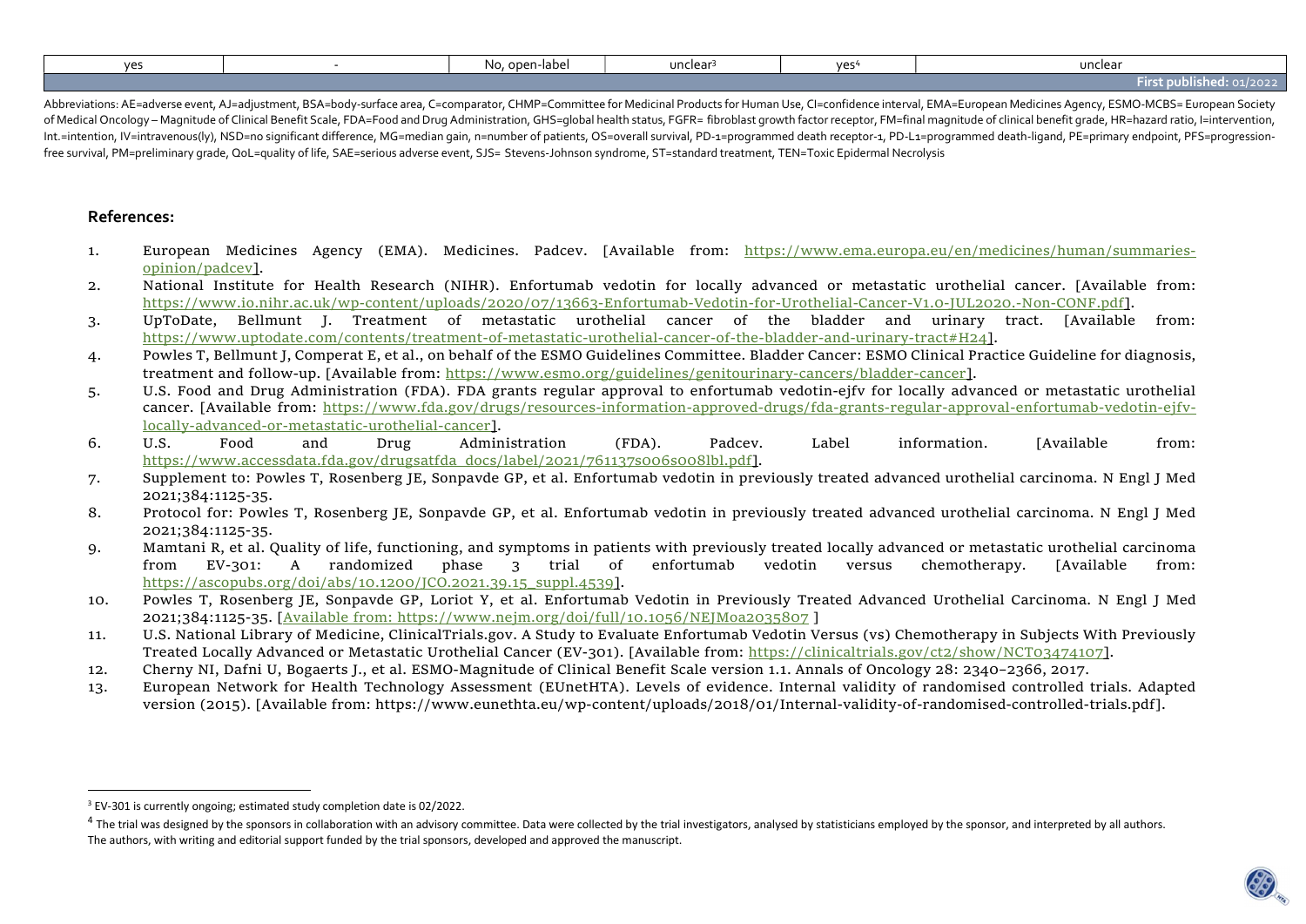| | | | | | |
|---|---|---|---|---|---|
| yes | - | No, open-label | unclear[3] | yes[4] | unclear |
| | | | | | First published: 01/2022 |

Abbreviations: AE=adverse event, AJ=adjustment, BSA=body-surface area, C=comparator, CHMP=Committee for Medicinal Products for Human Use, CI=confidence interval, EMA=European Medicines Agency, ESMO-MCBS= European Society of Medical Oncology – Magnitude of Clinical Benefit Scale, FDA=Food and Drug Administration, GHS=global health status, FGFR= fibroblast growth factor receptor, FM=final magnitude of clinical benefit grade, HR=hazard ratio, I=intervention, Int.=intention, IV=intravenous(ly), NSD=no significant difference, MG=median gain, n=number of patients, OS=overall survival, PD-1=programmed death receptor-1, PD-L1=programmed death-ligand, PE=primary endpoint, PFS=progression-free survival, PM=preliminary grade, QoL=quality of life, SAE=serious adverse event, SJS= Stevens-Johnson syndrome, ST=standard treatment, TEN=Toxic Epidermal Necrolysis

## References:

1. European Medicines Agency (EMA). Medicines. Padcev. [Available from: https://www.ema.europa.eu/en/medicines/human/summaries-opinion/padcev].
2. National Institute for Health Research (NIHR). Enfortumab vedotin for locally advanced or metastatic urothelial cancer. [Available from: https://www.io.nihr.ac.uk/wp-content/uploads/2020/07/13663-Enfortumab-Vedotin-for-Urothelial-Cancer-V1.0-JUL2020.-Non-CONF.pdf].
3. UpToDate, Bellmunt J. Treatment of metastatic urothelial cancer of the bladder and urinary tract. [Available from: https://www.uptodate.com/contents/treatment-of-metastatic-urothelial-cancer-of-the-bladder-and-urinary-tract#H24].
4. Powles T, Bellmunt J, Comperat E, et al., on behalf of the ESMO Guidelines Committee. Bladder Cancer: ESMO Clinical Practice Guideline for diagnosis, treatment and follow-up. [Available from: https://www.esmo.org/guidelines/genitourinary-cancers/bladder-cancer].
5. U.S. Food and Drug Administration (FDA). FDA grants regular approval to enfortumab vedotin-ejfv for locally advanced or metastatic urothelial cancer. [Available from: https://www.fda.gov/drugs/resources-information-approved-drugs/fda-grants-regular-approval-enfortumab-vedotin-ejfv-locally-advanced-or-metastatic-urothelial-cancer].
6. U.S. Food and Drug Administration (FDA). Padcev. Label information. [Available from: https://www.accessdata.fda.gov/drugsatfda_docs/label/2021/761137s006s008lbl.pdf].
7. Supplement to: Powles T, Rosenberg JE, Sonpavde GP, et al. Enfortumab vedotin in previously treated advanced urothelial carcinoma. N Engl J Med 2021;384:1125-35.
8. Protocol for: Powles T, Rosenberg JE, Sonpavde GP, et al. Enfortumab vedotin in previously treated advanced urothelial carcinoma. N Engl J Med 2021;384:1125-35.
9. Mamtani R, et al. Quality of life, functioning, and symptoms in patients with previously treated locally advanced or metastatic urothelial carcinoma from EV-301: A randomized phase 3 trial of enfortumab vedotin versus chemotherapy. [Available from: https://ascopubs.org/doi/abs/10.1200/JCO.2021.39.15_suppl.4539].
10. Powles T, Rosenberg JE, Sonpavde GP, Loriot Y, et al. Enfortumab Vedotin in Previously Treated Advanced Urothelial Carcinoma. N Engl J Med 2021;384:1125-35. [Available from: https://www.nejm.org/doi/full/10.1056/NEJMoa2035807 ]
11. U.S. National Library of Medicine, ClinicalTrials.gov. A Study to Evaluate Enfortumab Vedotin Versus (vs) Chemotherapy in Subjects With Previously Treated Locally Advanced or Metastatic Urothelial Cancer (EV-301). [Available from: https://clinicaltrials.gov/ct2/show/NCT03474107].
12. Cherny NI, Dafni U, Bogaerts J., et al. ESMO-Magnitude of Clinical Benefit Scale version 1.1. Annals of Oncology 28: 2340–2366, 2017.
13. European Network for Health Technology Assessment (EUnetHTA). Levels of evidence. Internal validity of randomised controlled trials. Adapted version (2015). [Available from: https://www.eunethta.eu/wp-content/uploads/2018/01/Internal-validity-of-randomised-controlled-trials.pdf].

[3] EV-301 is currently ongoing; estimated study completion date is 02/2022.

[4] The trial was designed by the sponsors in collaboration with an advisory committee. Data were collected by the trial investigators, analysed by statisticians employed by the sponsor, and interpreted by all authors. The authors, with writing and editorial support funded by the trial sponsors, developed and approved the manuscript.